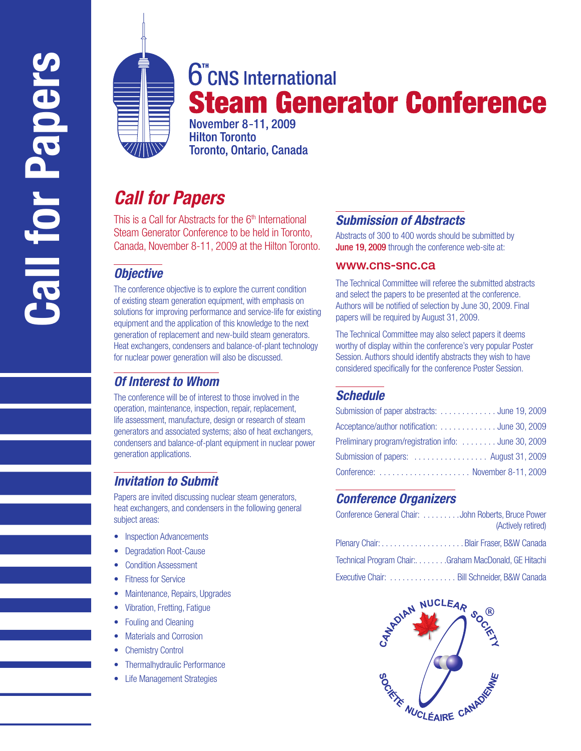# Call for Papers

## 6[TH] CNS International
# Steam Generator Conference

**November 8-11, 2009**
**Hilton Toronto**
**Toronto, Ontario, Canada**

## *Call for Papers*

This is a Call for Abstracts for the 6[th] International Steam Generator Conference to be held in Toronto, Canada, November 8-11, 2009 at the Hilton Toronto.

### *Objective*

The conference objective is to explore the current condition of existing steam generation equipment, with emphasis on solutions for improving performance and service-life for existing equipment and the application of this knowledge to the next generation of replacement and new-build steam generators. Heat exchangers, condensers and balance-of-plant technology for nuclear power generation will also be discussed.

### *Of Interest to Whom*

The conference will be of interest to those involved in the operation, maintenance, inspection, repair, replacement, life assessment, manufacture, design or research of steam generators and associated systems; also of heat exchangers, condensers and balance-of-plant equipment in nuclear power generation applications.

### *Invitation to Submit*

Papers are invited discussing nuclear steam generators, heat exchangers, and condensers in the following general subject areas:

- Inspection Advancements
- Degradation Root-Cause
- Condition Assessment
- Fitness for Service
- Maintenance, Repairs, Upgrades
- Vibration, Fretting, Fatigue
- Fouling and Cleaning
- Materials and Corrosion
- Chemistry Control
- Thermalhydraulic Performance
- Life Management Strategies

### *Submission of Abstracts*

Abstracts of 300 to 400 words should be submitted by **June 19, 2009** through the conference web-site at:

**www.cns-snc.ca**

The Technical Committee will referee the submitted abstracts and select the papers to be presented at the conference. Authors will be notified of selection by June 30, 2009. Final papers will be required by August 31, 2009.

The Technical Committee may also select papers it deems worthy of display within the conference's very popular Poster Session. Authors should identify abstracts they wish to have considered specifically for the conference Poster Session.

### *Schedule*

Submission of paper abstracts: ............. June 19, 2009
Acceptance/author notification: ............. June 30, 2009
Preliminary program/registration info: ........ June 30, 2009
Submission of papers: ................. August 31, 2009
Conference: ..................... November 8-11, 2009

### *Conference Organizers*

Conference General Chair: .........John Roberts, Bruce Power (Actively retired)
Plenary Chair: ....................Blair Fraser, B&W Canada
Technical Program Chair:........Graham MacDonald, GE Hitachi
Executive Chair: ................ Bill Schneider, B&W Canada

CANADIAN NUCLEAR SOCIETY®
SOCIÉTÉ NUCLÉAIRE CANADIENNE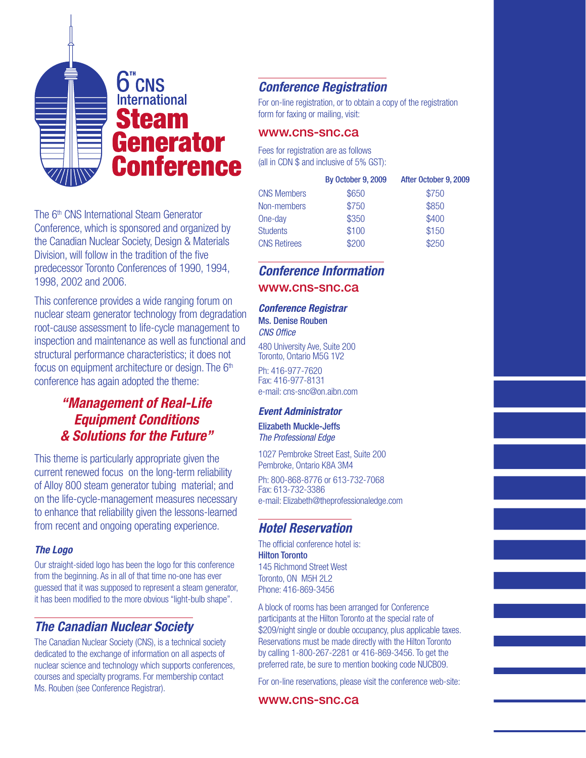# 6[TH] CNS International Steam Generator Conference

The 6th CNS International Steam Generator Conference, which is sponsored and organized by the Canadian Nuclear Society, Design & Materials Division, will follow in the tradition of the five predecessor Toronto Conferences of 1990, 1994, 1998, 2002 and 2006.

This conference provides a wide ranging forum on nuclear steam generator technology from degradation root-cause assessment to life-cycle management to inspection and maintenance as well as functional and structural performance characteristics; it does not focus on equipment architecture or design. The 6th conference has again adopted the theme:

***"Management of Real-Life Equipment Conditions & Solutions for the Future"***

This theme is particularly appropriate given the current renewed focus on the long-term reliability of Alloy 800 steam generator tubing material; and on the life-cycle-management measures necessary to enhance that reliability given the lessons-learned from recent and ongoing operating experience.

### *The Logo*

Our straight-sided logo has been the logo for this conference from the beginning. As in all of that time no-one has ever guessed that it was supposed to represent a steam generator, it has been modified to the more obvious "light-bulb shape".

## *The Canadian Nuclear Society*

The Canadian Nuclear Society (CNS), is a technical society dedicated to the exchange of information on all aspects of nuclear science and technology which supports conferences, courses and specialty programs. For membership contact Ms. Rouben (see Conference Registrar).

## *Conference Registration*

For on-line registration, or to obtain a copy of the registration form for faxing or mailing, visit:

**www.cns-snc.ca**

Fees for registration are as follows (all in CDN $ and inclusive of 5% GST):

| | By October 9, 2009 | After October 9, 2009 |
|---|---|---|
| CNS Members | $650 | $750 |
| Non-members | $750 | $850 |
| One-day | $350 | $400 |
| Students | $100 | $150 |
| CNS Retirees | $200 | $250 |

## *Conference Information*

**www.cns-snc.ca**

### *Conference Registrar*

**Ms. Denise Rouben**
*CNS Office*

480 University Ave, Suite 200
Toronto, Ontario M5G 1V2

Ph: 416-977-7620
Fax: 416-977-8131
e-mail: cns-snc@on.aibn.com

### *Event Administrator*

**Elizabeth Muckle-Jeffs**
*The Professional Edge*

1027 Pembroke Street East, Suite 200
Pembroke, Ontario K8A 3M4

Ph: 800-868-8776 or 613-732-7068
Fax: 613-732-3386
e-mail: Elizabeth@theprofessionaledge.com

## *Hotel Reservation*

The official conference hotel is:
**Hilton Toronto**
145 Richmond Street West
Toronto, ON M5H 2L2
Phone: 416-869-3456

A block of rooms has been arranged for Conference participants at the Hilton Toronto at the special rate of $209/night single or double occupancy, plus applicable taxes. Reservations must be made directly with the Hilton Toronto by calling 1-800-267-2281 or 416-869-3456. To get the preferred rate, be sure to mention booking code NUCB09.

For on-line reservations, please visit the conference web-site:

**www.cns-snc.ca**